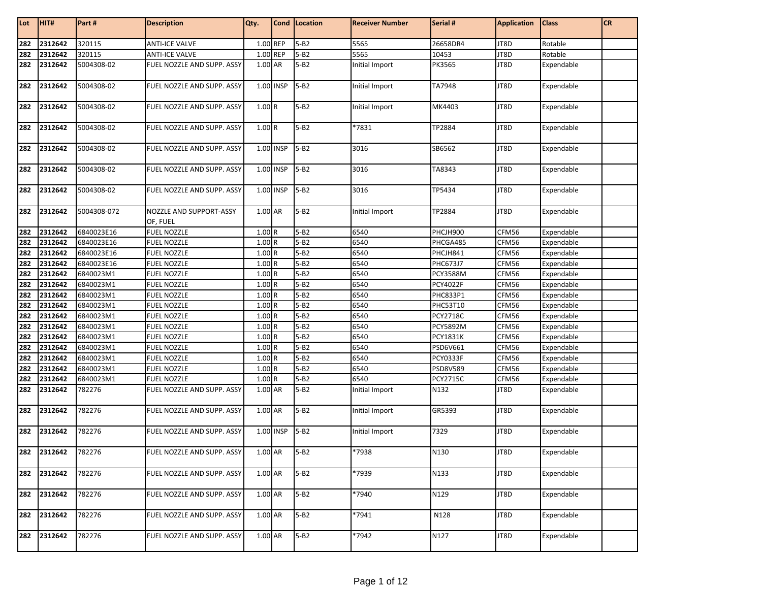| Lot | HIT# | Part # | Description | Qty. | Cond | Location | Receiver Number | Serial # | Application | Class | CR |
|---|---|---|---|---|---|---|---|---|---|---|---|
| 282 | 2312642 | 320115 | ANTI-ICE VALVE | 1.00 | REP | 5-B2 | 5565 | 26658DR4 | JT8D | Rotable | |
| 282 | 2312642 | 320115 | ANTI-ICE VALVE | 1.00 | REP | 5-B2 | 5565 | 10453 | JT8D | Rotable | |
| 282 | 2312642 | 5004308-02 | FUEL NOZZLE AND SUPP. ASSY | 1.00 | AR | 5-B2 | Initial Import | PK3565 | JT8D | Expendable | |
| 282 | 2312642 | 5004308-02 | FUEL NOZZLE AND SUPP. ASSY | 1.00 | INSP | 5-B2 | Initial Import | TA7948 | JT8D | Expendable | |
| 282 | 2312642 | 5004308-02 | FUEL NOZZLE AND SUPP. ASSY | 1.00 | R | 5-B2 | Initial Import | MK4403 | JT8D | Expendable | |
| 282 | 2312642 | 5004308-02 | FUEL NOZZLE AND SUPP. ASSY | 1.00 | R | 5-B2 | *7831 | TP2884 | JT8D | Expendable | |
| 282 | 2312642 | 5004308-02 | FUEL NOZZLE AND SUPP. ASSY | 1.00 | INSP | 5-B2 | 3016 | SB6562 | JT8D | Expendable | |
| 282 | 2312642 | 5004308-02 | FUEL NOZZLE AND SUPP. ASSY | 1.00 | INSP | 5-B2 | 3016 | TA8343 | JT8D | Expendable | |
| 282 | 2312642 | 5004308-02 | FUEL NOZZLE AND SUPP. ASSY | 1.00 | INSP | 5-B2 | 3016 | TP5434 | JT8D | Expendable | |
| 282 | 2312642 | 5004308-072 | NOZZLE AND SUPPORT-ASSY OF, FUEL | 1.00 | AR | 5-B2 | Initial Import | TP2884 | JT8D | Expendable | |
| 282 | 2312642 | 6840023E16 | FUEL NOZZLE | 1.00 | R | 5-B2 | 6540 | PHCJH900 | CFM56 | Expendable | |
| 282 | 2312642 | 6840023E16 | FUEL NOZZLE | 1.00 | R | 5-B2 | 6540 | PHCGA485 | CFM56 | Expendable | |
| 282 | 2312642 | 6840023E16 | FUEL NOZZLE | 1.00 | R | 5-B2 | 6540 | PHCJH841 | CFM56 | Expendable | |
| 282 | 2312642 | 6840023E16 | FUEL NOZZLE | 1.00 | R | 5-B2 | 6540 | PHC673J7 | CFM56 | Expendable | |
| 282 | 2312642 | 6840023M1 | FUEL NOZZLE | 1.00 | R | 5-B2 | 6540 | PCY3588M | CFM56 | Expendable | |
| 282 | 2312642 | 6840023M1 | FUEL NOZZLE | 1.00 | R | 5-B2 | 6540 | PCY4022F | CFM56 | Expendable | |
| 282 | 2312642 | 6840023M1 | FUEL NOZZLE | 1.00 | R | 5-B2 | 6540 | PHC833P1 | CFM56 | Expendable | |
| 282 | 2312642 | 6840023M1 | FUEL NOZZLE | 1.00 | R | 5-B2 | 6540 | PHC53T10 | CFM56 | Expendable | |
| 282 | 2312642 | 6840023M1 | FUEL NOZZLE | 1.00 | R | 5-B2 | 6540 | PCY2718C | CFM56 | Expendable | |
| 282 | 2312642 | 6840023M1 | FUEL NOZZLE | 1.00 | R | 5-B2 | 6540 | PCY5892M | CFM56 | Expendable | |
| 282 | 2312642 | 6840023M1 | FUEL NOZZLE | 1.00 | R | 5-B2 | 6540 | PCY1831K | CFM56 | Expendable | |
| 282 | 2312642 | 6840023M1 | FUEL NOZZLE | 1.00 | R | 5-B2 | 6540 | PSD6V661 | CFM56 | Expendable | |
| 282 | 2312642 | 6840023M1 | FUEL NOZZLE | 1.00 | R | 5-B2 | 6540 | PCY0333F | CFM56 | Expendable | |
| 282 | 2312642 | 6840023M1 | FUEL NOZZLE | 1.00 | R | 5-B2 | 6540 | PSD8V589 | CFM56 | Expendable | |
| 282 | 2312642 | 6840023M1 | FUEL NOZZLE | 1.00 | R | 5-B2 | 6540 | PCY2715C | CFM56 | Expendable | |
| 282 | 2312642 | 782276 | FUEL NOZZLE AND SUPP. ASSY | 1.00 | AR | 5-B2 | Initial Import | N132 | JT8D | Expendable | |
| 282 | 2312642 | 782276 | FUEL NOZZLE AND SUPP. ASSY | 1.00 | AR | 5-B2 | Initial Import | GR5393 | JT8D | Expendable | |
| 282 | 2312642 | 782276 | FUEL NOZZLE AND SUPP. ASSY | 1.00 | INSP | 5-B2 | Initial Import | 7329 | JT8D | Expendable | |
| 282 | 2312642 | 782276 | FUEL NOZZLE AND SUPP. ASSY | 1.00 | AR | 5-B2 | *7938 | N130 | JT8D | Expendable | |
| 282 | 2312642 | 782276 | FUEL NOZZLE AND SUPP. ASSY | 1.00 | AR | 5-B2 | *7939 | N133 | JT8D | Expendable | |
| 282 | 2312642 | 782276 | FUEL NOZZLE AND SUPP. ASSY | 1.00 | AR | 5-B2 | *7940 | N129 | JT8D | Expendable | |
| 282 | 2312642 | 782276 | FUEL NOZZLE AND SUPP. ASSY | 1.00 | AR | 5-B2 | *7941 | N128 | JT8D | Expendable | |
| 282 | 2312642 | 782276 | FUEL NOZZLE AND SUPP. ASSY | 1.00 | AR | 5-B2 | *7942 | N127 | JT8D | Expendable | |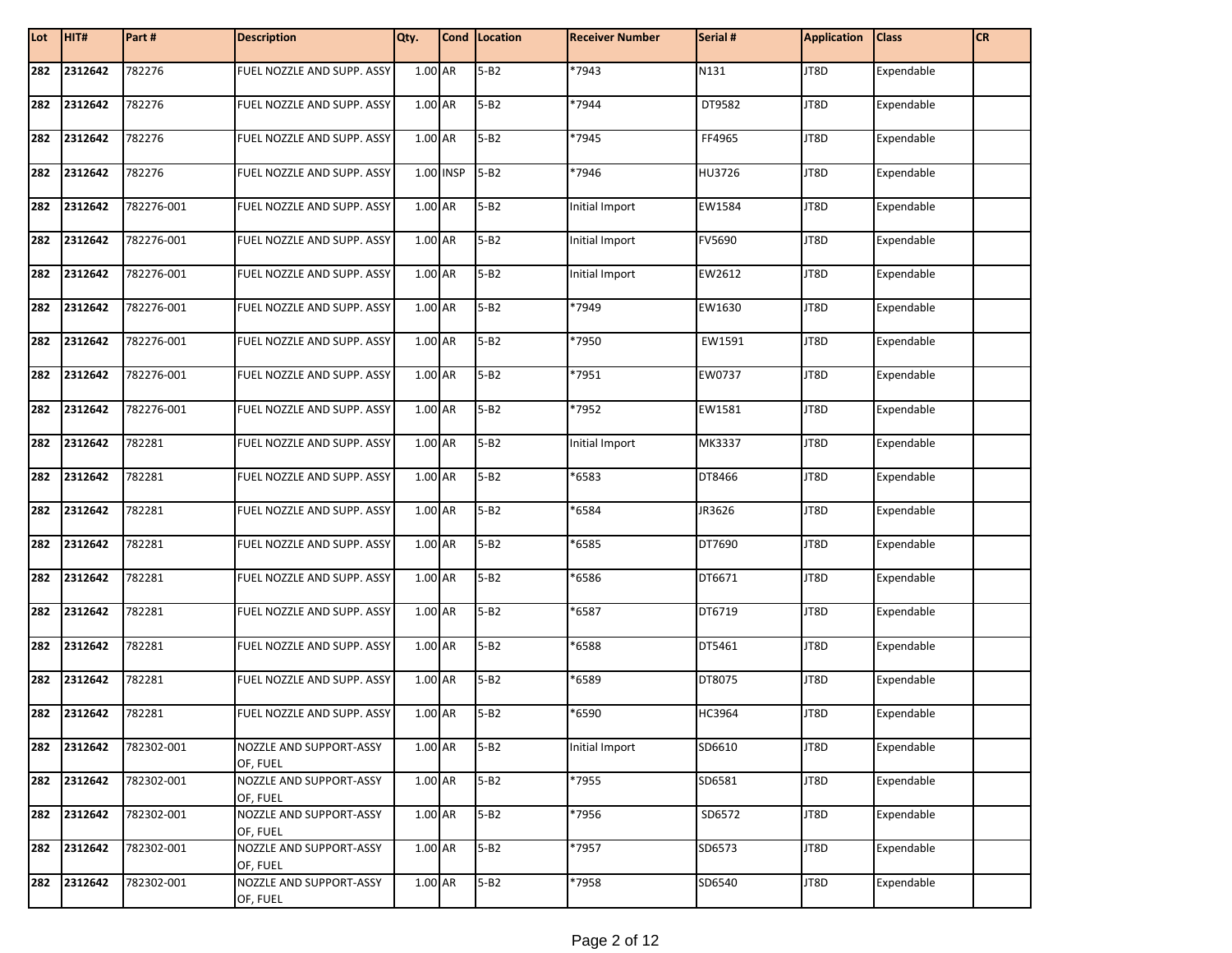| Lot | HIT# | Part # | Description | Qty. | Cond | Location | Receiver Number | Serial # | Application | Class | CR |
|---|---|---|---|---|---|---|---|---|---|---|---|
| 282 | 2312642 | 782276 | FUEL NOZZLE AND SUPP. ASSY | 1.00 | AR | 5-B2 | *7943 | N131 | JT8D | Expendable | |
| 282 | 2312642 | 782276 | FUEL NOZZLE AND SUPP. ASSY | 1.00 | AR | 5-B2 | *7944 | DT9582 | JT8D | Expendable | |
| 282 | 2312642 | 782276 | FUEL NOZZLE AND SUPP. ASSY | 1.00 | AR | 5-B2 | *7945 | FF4965 | JT8D | Expendable | |
| 282 | 2312642 | 782276 | FUEL NOZZLE AND SUPP. ASSY | 1.00 | INSP | 5-B2 | *7946 | HU3726 | JT8D | Expendable | |
| 282 | 2312642 | 782276-001 | FUEL NOZZLE AND SUPP. ASSY | 1.00 | AR | 5-B2 | Initial Import | EW1584 | JT8D | Expendable | |
| 282 | 2312642 | 782276-001 | FUEL NOZZLE AND SUPP. ASSY | 1.00 | AR | 5-B2 | Initial Import | FV5690 | JT8D | Expendable | |
| 282 | 2312642 | 782276-001 | FUEL NOZZLE AND SUPP. ASSY | 1.00 | AR | 5-B2 | Initial Import | EW2612 | JT8D | Expendable | |
| 282 | 2312642 | 782276-001 | FUEL NOZZLE AND SUPP. ASSY | 1.00 | AR | 5-B2 | *7949 | EW1630 | JT8D | Expendable | |
| 282 | 2312642 | 782276-001 | FUEL NOZZLE AND SUPP. ASSY | 1.00 | AR | 5-B2 | *7950 | EW1591 | JT8D | Expendable | |
| 282 | 2312642 | 782276-001 | FUEL NOZZLE AND SUPP. ASSY | 1.00 | AR | 5-B2 | *7951 | EW0737 | JT8D | Expendable | |
| 282 | 2312642 | 782276-001 | FUEL NOZZLE AND SUPP. ASSY | 1.00 | AR | 5-B2 | *7952 | EW1581 | JT8D | Expendable | |
| 282 | 2312642 | 782281 | FUEL NOZZLE AND SUPP. ASSY | 1.00 | AR | 5-B2 | Initial Import | MK3337 | JT8D | Expendable | |
| 282 | 2312642 | 782281 | FUEL NOZZLE AND SUPP. ASSY | 1.00 | AR | 5-B2 | *6583 | DT8466 | JT8D | Expendable | |
| 282 | 2312642 | 782281 | FUEL NOZZLE AND SUPP. ASSY | 1.00 | AR | 5-B2 | *6584 | JR3626 | JT8D | Expendable | |
| 282 | 2312642 | 782281 | FUEL NOZZLE AND SUPP. ASSY | 1.00 | AR | 5-B2 | *6585 | DT7690 | JT8D | Expendable | |
| 282 | 2312642 | 782281 | FUEL NOZZLE AND SUPP. ASSY | 1.00 | AR | 5-B2 | *6586 | DT6671 | JT8D | Expendable | |
| 282 | 2312642 | 782281 | FUEL NOZZLE AND SUPP. ASSY | 1.00 | AR | 5-B2 | *6587 | DT6719 | JT8D | Expendable | |
| 282 | 2312642 | 782281 | FUEL NOZZLE AND SUPP. ASSY | 1.00 | AR | 5-B2 | *6588 | DT5461 | JT8D | Expendable | |
| 282 | 2312642 | 782281 | FUEL NOZZLE AND SUPP. ASSY | 1.00 | AR | 5-B2 | *6589 | DT8075 | JT8D | Expendable | |
| 282 | 2312642 | 782281 | FUEL NOZZLE AND SUPP. ASSY | 1.00 | AR | 5-B2 | *6590 | HC3964 | JT8D | Expendable | |
| 282 | 2312642 | 782302-001 | NOZZLE AND SUPPORT-ASSY OF, FUEL | 1.00 | AR | 5-B2 | Initial Import | SD6610 | JT8D | Expendable | |
| 282 | 2312642 | 782302-001 | NOZZLE AND SUPPORT-ASSY OF, FUEL | 1.00 | AR | 5-B2 | *7955 | SD6581 | JT8D | Expendable | |
| 282 | 2312642 | 782302-001 | NOZZLE AND SUPPORT-ASSY OF, FUEL | 1.00 | AR | 5-B2 | *7956 | SD6572 | JT8D | Expendable | |
| 282 | 2312642 | 782302-001 | NOZZLE AND SUPPORT-ASSY OF, FUEL | 1.00 | AR | 5-B2 | *7957 | SD6573 | JT8D | Expendable | |
| 282 | 2312642 | 782302-001 | NOZZLE AND SUPPORT-ASSY OF, FUEL | 1.00 | AR | 5-B2 | *7958 | SD6540 | JT8D | Expendable | |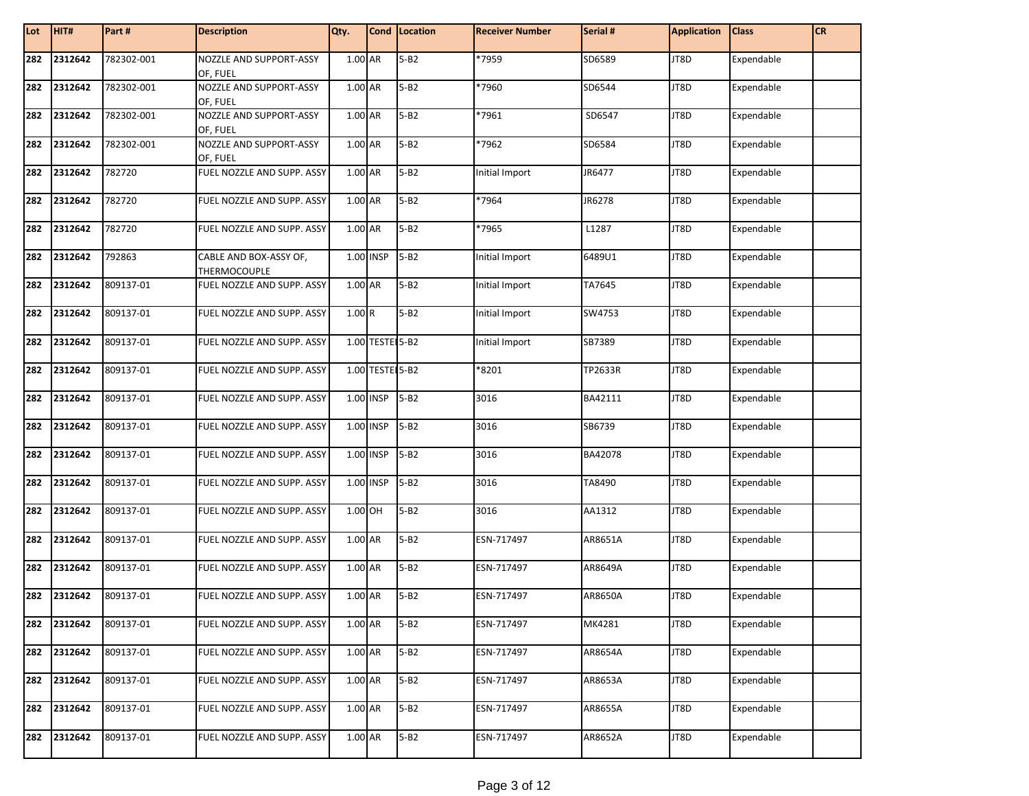| Lot | HIT# | Part # | Description | Qty. | Cond | Location | Receiver Number | Serial # | Application | Class | CR |
|---|---|---|---|---|---|---|---|---|---|---|---|
| 282 | 2312642 | 782302-001 | NOZZLE AND SUPPORT-ASSY OF, FUEL | 1.00 | AR | 5-B2 | *7959 | SD6589 | JT8D | Expendable | |
| 282 | 2312642 | 782302-001 | NOZZLE AND SUPPORT-ASSY OF, FUEL | 1.00 | AR | 5-B2 | *7960 | SD6544 | JT8D | Expendable | |
| 282 | 2312642 | 782302-001 | NOZZLE AND SUPPORT-ASSY OF, FUEL | 1.00 | AR | 5-B2 | *7961 | SD6547 | JT8D | Expendable | |
| 282 | 2312642 | 782302-001 | NOZZLE AND SUPPORT-ASSY OF, FUEL | 1.00 | AR | 5-B2 | *7962 | SD6584 | JT8D | Expendable | |
| 282 | 2312642 | 782720 | FUEL NOZZLE AND SUPP. ASSY | 1.00 | AR | 5-B2 | Initial Import | JR6477 | JT8D | Expendable | |
| 282 | 2312642 | 782720 | FUEL NOZZLE AND SUPP. ASSY | 1.00 | AR | 5-B2 | *7964 | JR6278 | JT8D | Expendable | |
| 282 | 2312642 | 782720 | FUEL NOZZLE AND SUPP. ASSY | 1.00 | AR | 5-B2 | *7965 | L1287 | JT8D | Expendable | |
| 282 | 2312642 | 792863 | CABLE AND BOX-ASSY OF, THERMOCOUPLE | 1.00 | INSP | 5-B2 | Initial Import | 6489U1 | JT8D | Expendable | |
| 282 | 2312642 | 809137-01 | FUEL NOZZLE AND SUPP. ASSY | 1.00 | AR | 5-B2 | Initial Import | TA7645 | JT8D | Expendable | |
| 282 | 2312642 | 809137-01 | FUEL NOZZLE AND SUPP. ASSY | 1.00 | R | 5-B2 | Initial Import | SW4753 | JT8D | Expendable | |
| 282 | 2312642 | 809137-01 | FUEL NOZZLE AND SUPP. ASSY | 1.00 | TESTE | 5-B2 | Initial Import | SB7389 | JT8D | Expendable | |
| 282 | 2312642 | 809137-01 | FUEL NOZZLE AND SUPP. ASSY | 1.00 | TESTE | 5-B2 | *8201 | TP2633R | JT8D | Expendable | |
| 282 | 2312642 | 809137-01 | FUEL NOZZLE AND SUPP. ASSY | 1.00 | INSP | 5-B2 | 3016 | BA42111 | JT8D | Expendable | |
| 282 | 2312642 | 809137-01 | FUEL NOZZLE AND SUPP. ASSY | 1.00 | INSP | 5-B2 | 3016 | SB6739 | JT8D | Expendable | |
| 282 | 2312642 | 809137-01 | FUEL NOZZLE AND SUPP. ASSY | 1.00 | INSP | 5-B2 | 3016 | BA42078 | JT8D | Expendable | |
| 282 | 2312642 | 809137-01 | FUEL NOZZLE AND SUPP. ASSY | 1.00 | INSP | 5-B2 | 3016 | TA8490 | JT8D | Expendable | |
| 282 | 2312642 | 809137-01 | FUEL NOZZLE AND SUPP. ASSY | 1.00 | OH | 5-B2 | 3016 | AA1312 | JT8D | Expendable | |
| 282 | 2312642 | 809137-01 | FUEL NOZZLE AND SUPP. ASSY | 1.00 | AR | 5-B2 | ESN-717497 | AR8651A | JT8D | Expendable | |
| 282 | 2312642 | 809137-01 | FUEL NOZZLE AND SUPP. ASSY | 1.00 | AR | 5-B2 | ESN-717497 | AR8649A | JT8D | Expendable | |
| 282 | 2312642 | 809137-01 | FUEL NOZZLE AND SUPP. ASSY | 1.00 | AR | 5-B2 | ESN-717497 | AR8650A | JT8D | Expendable | |
| 282 | 2312642 | 809137-01 | FUEL NOZZLE AND SUPP. ASSY | 1.00 | AR | 5-B2 | ESN-717497 | MK4281 | JT8D | Expendable | |
| 282 | 2312642 | 809137-01 | FUEL NOZZLE AND SUPP. ASSY | 1.00 | AR | 5-B2 | ESN-717497 | AR8654A | JT8D | Expendable | |
| 282 | 2312642 | 809137-01 | FUEL NOZZLE AND SUPP. ASSY | 1.00 | AR | 5-B2 | ESN-717497 | AR8653A | JT8D | Expendable | |
| 282 | 2312642 | 809137-01 | FUEL NOZZLE AND SUPP. ASSY | 1.00 | AR | 5-B2 | ESN-717497 | AR8655A | JT8D | Expendable | |
| 282 | 2312642 | 809137-01 | FUEL NOZZLE AND SUPP. ASSY | 1.00 | AR | 5-B2 | ESN-717497 | AR8652A | JT8D | Expendable | |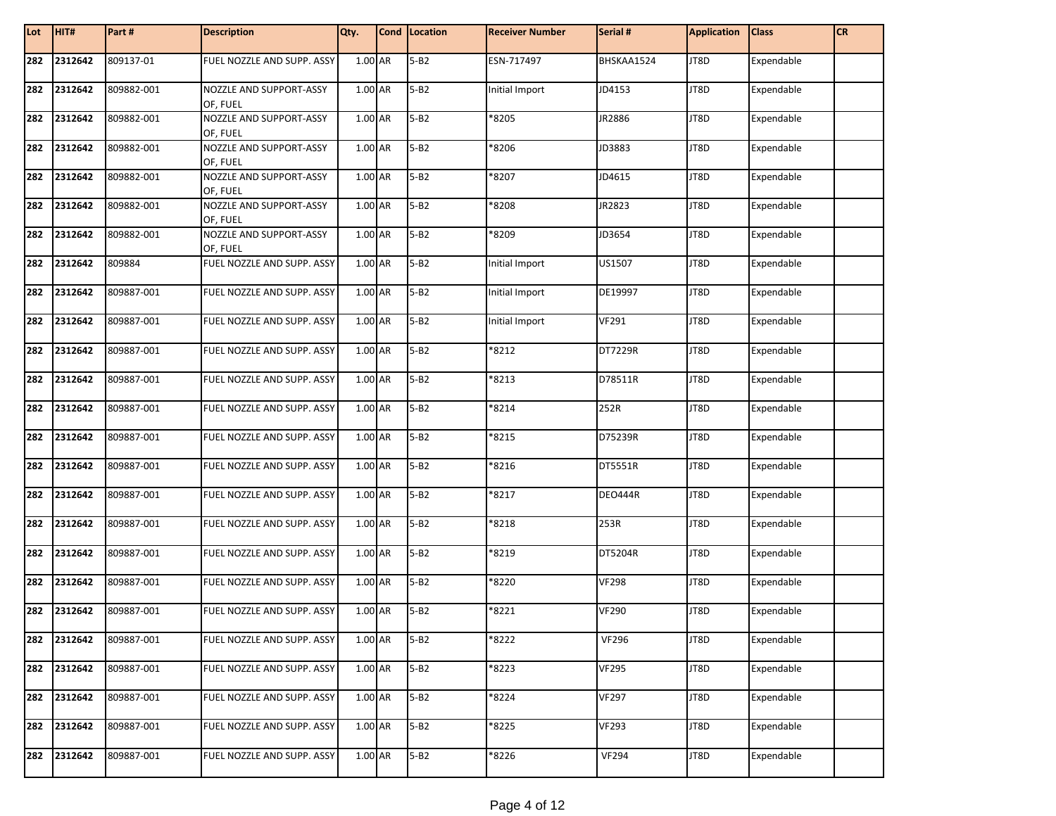| Lot | HIT# | Part # | Description | Qty. | Cond | Location | Receiver Number | Serial # | Application | Class | CR |
|---|---|---|---|---|---|---|---|---|---|---|---|
| 282 | 2312642 | 809137-01 | FUEL NOZZLE AND SUPP. ASSY | 1.00 | AR | 5-B2 | ESN-717497 | BHSKAA1524 | JT8D | Expendable | |
| 282 | 2312642 | 809882-001 | NOZZLE AND SUPPORT-ASSY OF, FUEL | 1.00 | AR | 5-B2 | Initial Import | JD4153 | JT8D | Expendable | |
| 282 | 2312642 | 809882-001 | NOZZLE AND SUPPORT-ASSY OF, FUEL | 1.00 | AR | 5-B2 | *8205 | JR2886 | JT8D | Expendable | |
| 282 | 2312642 | 809882-001 | NOZZLE AND SUPPORT-ASSY OF, FUEL | 1.00 | AR | 5-B2 | *8206 | JD3883 | JT8D | Expendable | |
| 282 | 2312642 | 809882-001 | NOZZLE AND SUPPORT-ASSY OF, FUEL | 1.00 | AR | 5-B2 | *8207 | JD4615 | JT8D | Expendable | |
| 282 | 2312642 | 809882-001 | NOZZLE AND SUPPORT-ASSY OF, FUEL | 1.00 | AR | 5-B2 | *8208 | JR2823 | JT8D | Expendable | |
| 282 | 2312642 | 809882-001 | NOZZLE AND SUPPORT-ASSY OF, FUEL | 1.00 | AR | 5-B2 | *8209 | JD3654 | JT8D | Expendable | |
| 282 | 2312642 | 809884 | FUEL NOZZLE AND SUPP. ASSY | 1.00 | AR | 5-B2 | Initial Import | US1507 | JT8D | Expendable | |
| 282 | 2312642 | 809887-001 | FUEL NOZZLE AND SUPP. ASSY | 1.00 | AR | 5-B2 | Initial Import | DE19997 | JT8D | Expendable | |
| 282 | 2312642 | 809887-001 | FUEL NOZZLE AND SUPP. ASSY | 1.00 | AR | 5-B2 | Initial Import | VF291 | JT8D | Expendable | |
| 282 | 2312642 | 809887-001 | FUEL NOZZLE AND SUPP. ASSY | 1.00 | AR | 5-B2 | *8212 | DT7229R | JT8D | Expendable | |
| 282 | 2312642 | 809887-001 | FUEL NOZZLE AND SUPP. ASSY | 1.00 | AR | 5-B2 | *8213 | D78511R | JT8D | Expendable | |
| 282 | 2312642 | 809887-001 | FUEL NOZZLE AND SUPP. ASSY | 1.00 | AR | 5-B2 | *8214 | 252R | JT8D | Expendable | |
| 282 | 2312642 | 809887-001 | FUEL NOZZLE AND SUPP. ASSY | 1.00 | AR | 5-B2 | *8215 | D75239R | JT8D | Expendable | |
| 282 | 2312642 | 809887-001 | FUEL NOZZLE AND SUPP. ASSY | 1.00 | AR | 5-B2 | *8216 | DT5551R | JT8D | Expendable | |
| 282 | 2312642 | 809887-001 | FUEL NOZZLE AND SUPP. ASSY | 1.00 | AR | 5-B2 | *8217 | DEO444R | JT8D | Expendable | |
| 282 | 2312642 | 809887-001 | FUEL NOZZLE AND SUPP. ASSY | 1.00 | AR | 5-B2 | *8218 | 253R | JT8D | Expendable | |
| 282 | 2312642 | 809887-001 | FUEL NOZZLE AND SUPP. ASSY | 1.00 | AR | 5-B2 | *8219 | DT5204R | JT8D | Expendable | |
| 282 | 2312642 | 809887-001 | FUEL NOZZLE AND SUPP. ASSY | 1.00 | AR | 5-B2 | *8220 | VF298 | JT8D | Expendable | |
| 282 | 2312642 | 809887-001 | FUEL NOZZLE AND SUPP. ASSY | 1.00 | AR | 5-B2 | *8221 | VF290 | JT8D | Expendable | |
| 282 | 2312642 | 809887-001 | FUEL NOZZLE AND SUPP. ASSY | 1.00 | AR | 5-B2 | *8222 | VF296 | JT8D | Expendable | |
| 282 | 2312642 | 809887-001 | FUEL NOZZLE AND SUPP. ASSY | 1.00 | AR | 5-B2 | *8223 | VF295 | JT8D | Expendable | |
| 282 | 2312642 | 809887-001 | FUEL NOZZLE AND SUPP. ASSY | 1.00 | AR | 5-B2 | *8224 | VF297 | JT8D | Expendable | |
| 282 | 2312642 | 809887-001 | FUEL NOZZLE AND SUPP. ASSY | 1.00 | AR | 5-B2 | *8225 | VF293 | JT8D | Expendable | |
| 282 | 2312642 | 809887-001 | FUEL NOZZLE AND SUPP. ASSY | 1.00 | AR | 5-B2 | *8226 | VF294 | JT8D | Expendable | |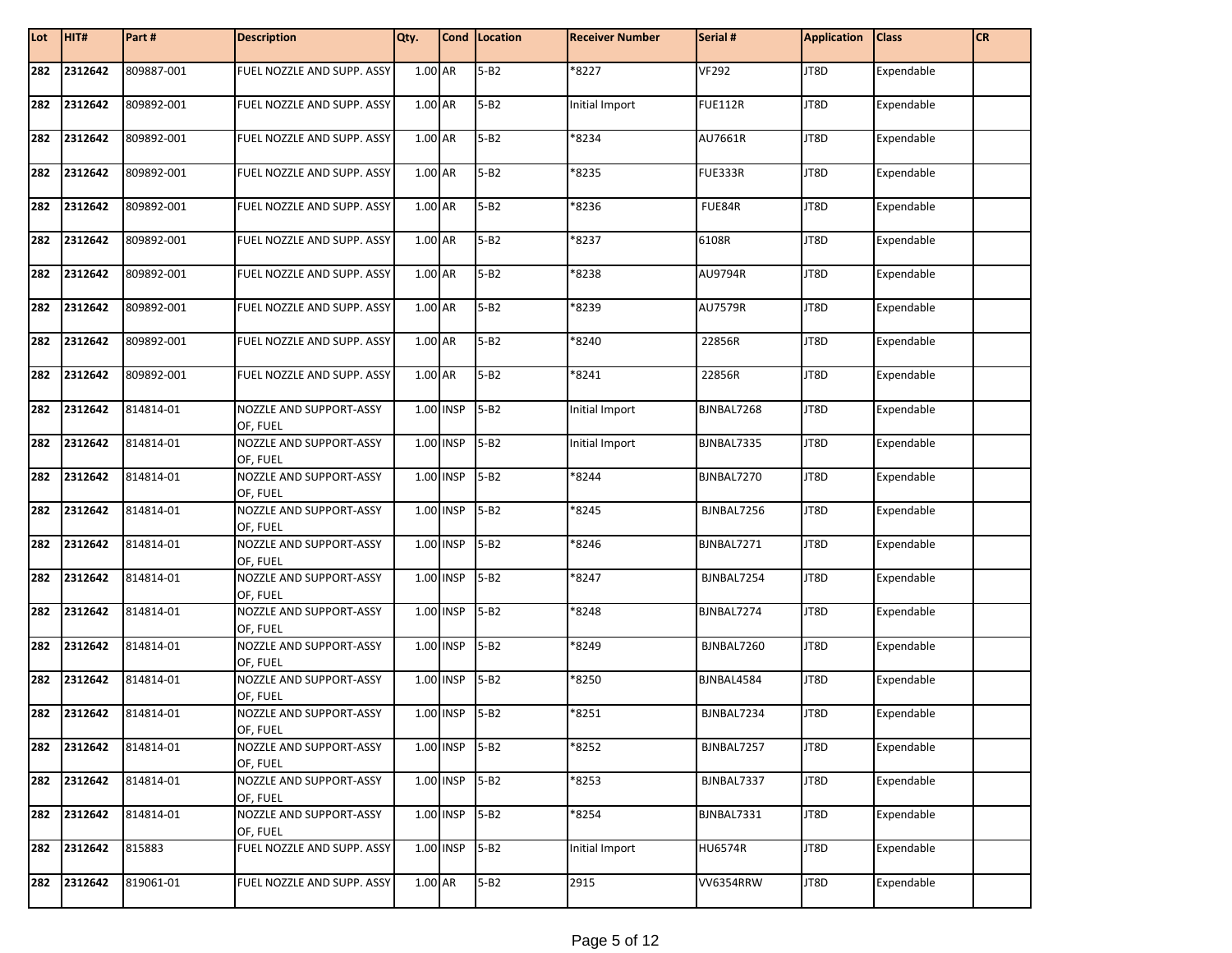| Lot | HIT# | Part # | Description | Qty. | Cond | Location | Receiver Number | Serial # | Application | Class | CR |
|---|---|---|---|---|---|---|---|---|---|---|---|
| 282 | 2312642 | 809887-001 | FUEL NOZZLE AND SUPP. ASSY | 1.00 | AR | 5-B2 | *8227 | VF292 | JT8D | Expendable | |
| 282 | 2312642 | 809892-001 | FUEL NOZZLE AND SUPP. ASSY | 1.00 | AR | 5-B2 | Initial Import | FUE112R | JT8D | Expendable | |
| 282 | 2312642 | 809892-001 | FUEL NOZZLE AND SUPP. ASSY | 1.00 | AR | 5-B2 | *8234 | AU7661R | JT8D | Expendable | |
| 282 | 2312642 | 809892-001 | FUEL NOZZLE AND SUPP. ASSY | 1.00 | AR | 5-B2 | *8235 | FUE333R | JT8D | Expendable | |
| 282 | 2312642 | 809892-001 | FUEL NOZZLE AND SUPP. ASSY | 1.00 | AR | 5-B2 | *8236 | FUE84R | JT8D | Expendable | |
| 282 | 2312642 | 809892-001 | FUEL NOZZLE AND SUPP. ASSY | 1.00 | AR | 5-B2 | *8237 | 6108R | JT8D | Expendable | |
| 282 | 2312642 | 809892-001 | FUEL NOZZLE AND SUPP. ASSY | 1.00 | AR | 5-B2 | *8238 | AU9794R | JT8D | Expendable | |
| 282 | 2312642 | 809892-001 | FUEL NOZZLE AND SUPP. ASSY | 1.00 | AR | 5-B2 | *8239 | AU7579R | JT8D | Expendable | |
| 282 | 2312642 | 809892-001 | FUEL NOZZLE AND SUPP. ASSY | 1.00 | AR | 5-B2 | *8240 | 22856R | JT8D | Expendable | |
| 282 | 2312642 | 809892-001 | FUEL NOZZLE AND SUPP. ASSY | 1.00 | AR | 5-B2 | *8241 | 22856R | JT8D | Expendable | |
| 282 | 2312642 | 814814-01 | NOZZLE AND SUPPORT-ASSY OF, FUEL | 1.00 | INSP | 5-B2 | Initial Import | BJNBAL7268 | JT8D | Expendable | |
| 282 | 2312642 | 814814-01 | NOZZLE AND SUPPORT-ASSY OF, FUEL | 1.00 | INSP | 5-B2 | Initial Import | BJNBAL7335 | JT8D | Expendable | |
| 282 | 2312642 | 814814-01 | NOZZLE AND SUPPORT-ASSY OF, FUEL | 1.00 | INSP | 5-B2 | *8244 | BJNBAL7270 | JT8D | Expendable | |
| 282 | 2312642 | 814814-01 | NOZZLE AND SUPPORT-ASSY OF, FUEL | 1.00 | INSP | 5-B2 | *8245 | BJNBAL7256 | JT8D | Expendable | |
| 282 | 2312642 | 814814-01 | NOZZLE AND SUPPORT-ASSY OF, FUEL | 1.00 | INSP | 5-B2 | *8246 | BJNBAL7271 | JT8D | Expendable | |
| 282 | 2312642 | 814814-01 | NOZZLE AND SUPPORT-ASSY OF, FUEL | 1.00 | INSP | 5-B2 | *8247 | BJNBAL7254 | JT8D | Expendable | |
| 282 | 2312642 | 814814-01 | NOZZLE AND SUPPORT-ASSY OF, FUEL | 1.00 | INSP | 5-B2 | *8248 | BJNBAL7274 | JT8D | Expendable | |
| 282 | 2312642 | 814814-01 | NOZZLE AND SUPPORT-ASSY OF, FUEL | 1.00 | INSP | 5-B2 | *8249 | BJNBAL7260 | JT8D | Expendable | |
| 282 | 2312642 | 814814-01 | NOZZLE AND SUPPORT-ASSY OF, FUEL | 1.00 | INSP | 5-B2 | *8250 | BJNBAL4584 | JT8D | Expendable | |
| 282 | 2312642 | 814814-01 | NOZZLE AND SUPPORT-ASSY OF, FUEL | 1.00 | INSP | 5-B2 | *8251 | BJNBAL7234 | JT8D | Expendable | |
| 282 | 2312642 | 814814-01 | NOZZLE AND SUPPORT-ASSY OF, FUEL | 1.00 | INSP | 5-B2 | *8252 | BJNBAL7257 | JT8D | Expendable | |
| 282 | 2312642 | 814814-01 | NOZZLE AND SUPPORT-ASSY OF, FUEL | 1.00 | INSP | 5-B2 | *8253 | BJNBAL7337 | JT8D | Expendable | |
| 282 | 2312642 | 814814-01 | NOZZLE AND SUPPORT-ASSY OF, FUEL | 1.00 | INSP | 5-B2 | *8254 | BJNBAL7331 | JT8D | Expendable | |
| 282 | 2312642 | 815883 | FUEL NOZZLE AND SUPP. ASSY | 1.00 | INSP | 5-B2 | Initial Import | HU6574R | JT8D | Expendable | |
| 282 | 2312642 | 819061-01 | FUEL NOZZLE AND SUPP. ASSY | 1.00 | AR | 5-B2 | 2915 | VV6354RRW | JT8D | Expendable | |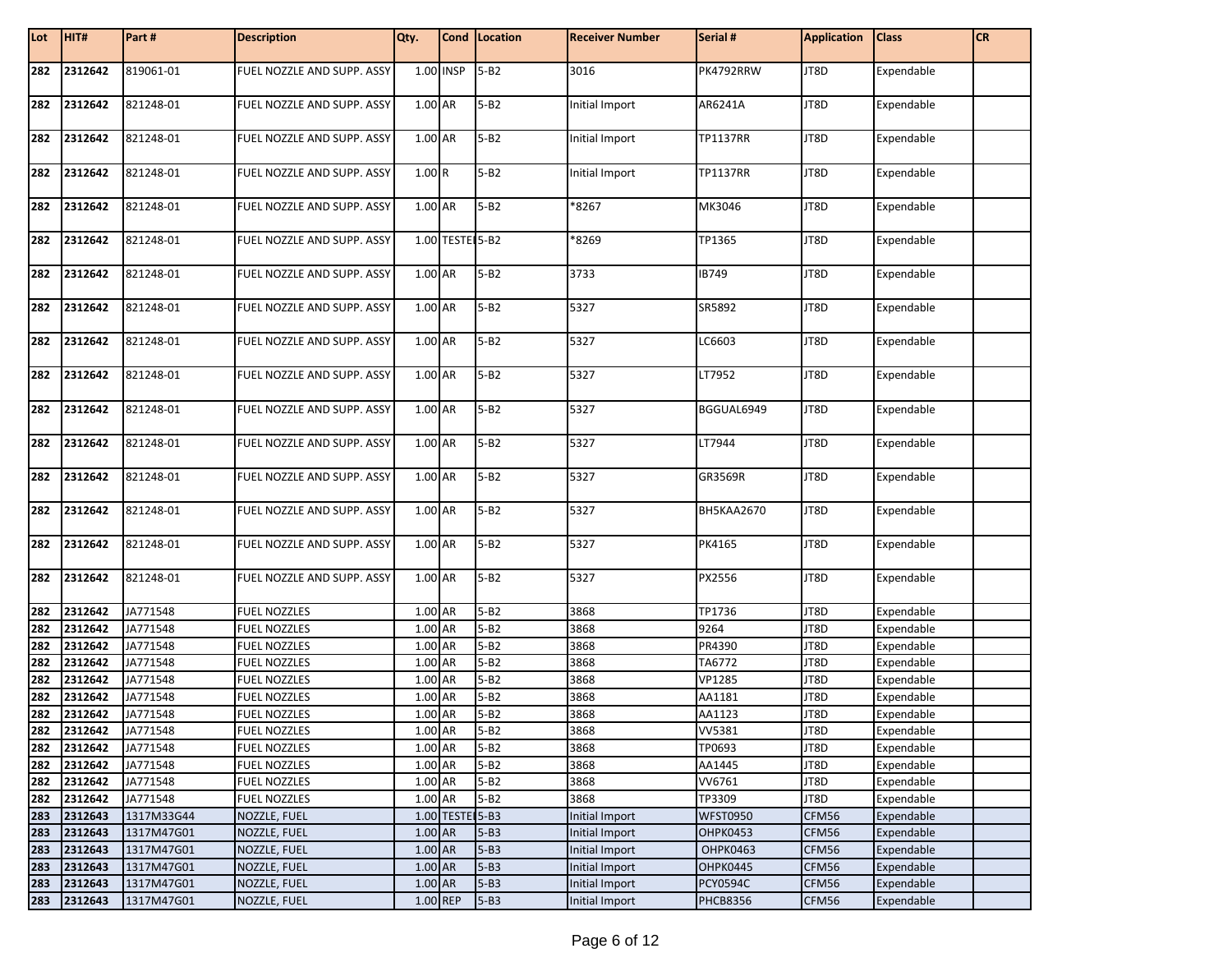| Lot | HIT# | Part # | Description | Qty. | Cond | Location | Receiver Number | Serial # | Application | Class | CR |
|---|---|---|---|---|---|---|---|---|---|---|---|
| 282 | 2312642 | 819061-01 | FUEL NOZZLE AND SUPP. ASSY | 1.00 | INSP | 5-B2 | 3016 | PK4792RRW | JT8D | Expendable | |
| 282 | 2312642 | 821248-01 | FUEL NOZZLE AND SUPP. ASSY | 1.00 | AR | 5-B2 | Initial Import | AR6241A | JT8D | Expendable | |
| 282 | 2312642 | 821248-01 | FUEL NOZZLE AND SUPP. ASSY | 1.00 | AR | 5-B2 | Initial Import | TP1137RR | JT8D | Expendable | |
| 282 | 2312642 | 821248-01 | FUEL NOZZLE AND SUPP. ASSY | 1.00 | R | 5-B2 | Initial Import | TP1137RR | JT8D | Expendable | |
| 282 | 2312642 | 821248-01 | FUEL NOZZLE AND SUPP. ASSY | 1.00 | AR | 5-B2 | *8267 | MK3046 | JT8D | Expendable | |
| 282 | 2312642 | 821248-01 | FUEL NOZZLE AND SUPP. ASSY | 1.00 | TESTE | 5-B2 | *8269 | TP1365 | JT8D | Expendable | |
| 282 | 2312642 | 821248-01 | FUEL NOZZLE AND SUPP. ASSY | 1.00 | AR | 5-B2 | 3733 | IB749 | JT8D | Expendable | |
| 282 | 2312642 | 821248-01 | FUEL NOZZLE AND SUPP. ASSY | 1.00 | AR | 5-B2 | 5327 | SR5892 | JT8D | Expendable | |
| 282 | 2312642 | 821248-01 | FUEL NOZZLE AND SUPP. ASSY | 1.00 | AR | 5-B2 | 5327 | LC6603 | JT8D | Expendable | |
| 282 | 2312642 | 821248-01 | FUEL NOZZLE AND SUPP. ASSY | 1.00 | AR | 5-B2 | 5327 | LT7952 | JT8D | Expendable | |
| 282 | 2312642 | 821248-01 | FUEL NOZZLE AND SUPP. ASSY | 1.00 | AR | 5-B2 | 5327 | BGGUAL6949 | JT8D | Expendable | |
| 282 | 2312642 | 821248-01 | FUEL NOZZLE AND SUPP. ASSY | 1.00 | AR | 5-B2 | 5327 | LT7944 | JT8D | Expendable | |
| 282 | 2312642 | 821248-01 | FUEL NOZZLE AND SUPP. ASSY | 1.00 | AR | 5-B2 | 5327 | GR3569R | JT8D | Expendable | |
| 282 | 2312642 | 821248-01 | FUEL NOZZLE AND SUPP. ASSY | 1.00 | AR | 5-B2 | 5327 | BH5KAA2670 | JT8D | Expendable | |
| 282 | 2312642 | 821248-01 | FUEL NOZZLE AND SUPP. ASSY | 1.00 | AR | 5-B2 | 5327 | PK4165 | JT8D | Expendable | |
| 282 | 2312642 | 821248-01 | FUEL NOZZLE AND SUPP. ASSY | 1.00 | AR | 5-B2 | 5327 | PX2556 | JT8D | Expendable | |
| 282 | 2312642 | JA771548 | FUEL NOZZLES | 1.00 | AR | 5-B2 | 3868 | TP1736 | JT8D | Expendable | |
| 282 | 2312642 | JA771548 | FUEL NOZZLES | 1.00 | AR | 5-B2 | 3868 | 9264 | JT8D | Expendable | |
| 282 | 2312642 | JA771548 | FUEL NOZZLES | 1.00 | AR | 5-B2 | 3868 | PR4390 | JT8D | Expendable | |
| 282 | 2312642 | JA771548 | FUEL NOZZLES | 1.00 | AR | 5-B2 | 3868 | TA6772 | JT8D | Expendable | |
| 282 | 2312642 | JA771548 | FUEL NOZZLES | 1.00 | AR | 5-B2 | 3868 | VP1285 | JT8D | Expendable | |
| 282 | 2312642 | JA771548 | FUEL NOZZLES | 1.00 | AR | 5-B2 | 3868 | AA1181 | JT8D | Expendable | |
| 282 | 2312642 | JA771548 | FUEL NOZZLES | 1.00 | AR | 5-B2 | 3868 | AA1123 | JT8D | Expendable | |
| 282 | 2312642 | JA771548 | FUEL NOZZLES | 1.00 | AR | 5-B2 | 3868 | VV5381 | JT8D | Expendable | |
| 282 | 2312642 | JA771548 | FUEL NOZZLES | 1.00 | AR | 5-B2 | 3868 | TP0693 | JT8D | Expendable | |
| 282 | 2312642 | JA771548 | FUEL NOZZLES | 1.00 | AR | 5-B2 | 3868 | AA1445 | JT8D | Expendable | |
| 282 | 2312642 | JA771548 | FUEL NOZZLES | 1.00 | AR | 5-B2 | 3868 | VV6761 | JT8D | Expendable | |
| 282 | 2312642 | JA771548 | FUEL NOZZLES | 1.00 | AR | 5-B2 | 3868 | TP3309 | JT8D | Expendable | |
| 283 | 2312643 | 1317M33G44 | NOZZLE, FUEL | 1.00 | TESTE | 5-B3 | Initial Import | WFST0950 | CFM56 | Expendable | |
| 283 | 2312643 | 1317M47G01 | NOZZLE, FUEL | 1.00 | AR | 5-B3 | Initial Import | OHPK0453 | CFM56 | Expendable | |
| 283 | 2312643 | 1317M47G01 | NOZZLE, FUEL | 1.00 | AR | 5-B3 | Initial Import | OHPK0463 | CFM56 | Expendable | |
| 283 | 2312643 | 1317M47G01 | NOZZLE, FUEL | 1.00 | AR | 5-B3 | Initial Import | OHPK0445 | CFM56 | Expendable | |
| 283 | 2312643 | 1317M47G01 | NOZZLE, FUEL | 1.00 | AR | 5-B3 | Initial Import | PCY0594C | CFM56 | Expendable | |
| 283 | 2312643 | 1317M47G01 | NOZZLE, FUEL | 1.00 | REP | 5-B3 | Initial Import | PHCB8356 | CFM56 | Expendable | |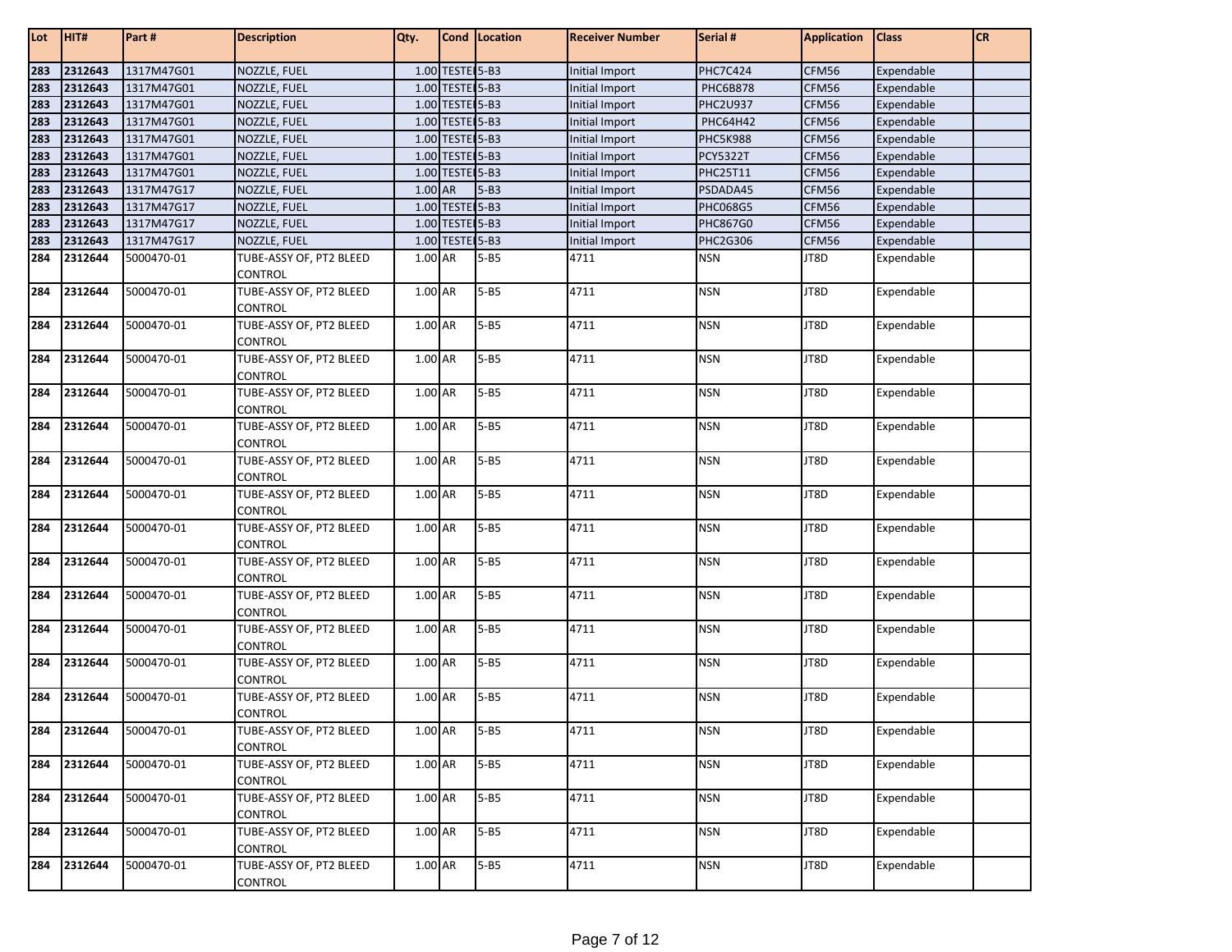| Lot | HIT# | Part # | Description | Qty. | Cond | Location | Receiver Number | Serial # | Application | Class | CR |
|---|---|---|---|---|---|---|---|---|---|---|---|
| 283 | 2312643 | 1317M47G01 | NOZZLE, FUEL | 1.00 | TESTE | 5-B3 | Initial Import | PHC7C424 | CFM56 | Expendable | |
| 283 | 2312643 | 1317M47G01 | NOZZLE, FUEL | 1.00 | TESTE | 5-B3 | Initial Import | PHC6B878 | CFM56 | Expendable | |
| 283 | 2312643 | 1317M47G01 | NOZZLE, FUEL | 1.00 | TESTE | 5-B3 | Initial Import | PHC2U937 | CFM56 | Expendable | |
| 283 | 2312643 | 1317M47G01 | NOZZLE, FUEL | 1.00 | TESTE | 5-B3 | Initial Import | PHC64H42 | CFM56 | Expendable | |
| 283 | 2312643 | 1317M47G01 | NOZZLE, FUEL | 1.00 | TESTE | 5-B3 | Initial Import | PHC5K988 | CFM56 | Expendable | |
| 283 | 2312643 | 1317M47G01 | NOZZLE, FUEL | 1.00 | TESTE | 5-B3 | Initial Import | PCY5322T | CFM56 | Expendable | |
| 283 | 2312643 | 1317M47G01 | NOZZLE, FUEL | 1.00 | TESTE | 5-B3 | Initial Import | PHC25T11 | CFM56 | Expendable | |
| 283 | 2312643 | 1317M47G17 | NOZZLE, FUEL | 1.00 | AR | 5-B3 | Initial Import | PSDADA45 | CFM56 | Expendable | |
| 283 | 2312643 | 1317M47G17 | NOZZLE, FUEL | 1.00 | TESTE | 5-B3 | Initial Import | PHC068G5 | CFM56 | Expendable | |
| 283 | 2312643 | 1317M47G17 | NOZZLE, FUEL | 1.00 | TESTE | 5-B3 | Initial Import | PHC867G0 | CFM56 | Expendable | |
| 283 | 2312643 | 1317M47G17 | NOZZLE, FUEL | 1.00 | TESTE | 5-B3 | Initial Import | PHC2G306 | CFM56 | Expendable | |
| 284 | 2312644 | 5000470-01 | TUBE-ASSY OF, PT2 BLEED CONTROL | 1.00 | AR | 5-B5 | 4711 | NSN | JT8D | Expendable | |
| 284 | 2312644 | 5000470-01 | TUBE-ASSY OF, PT2 BLEED CONTROL | 1.00 | AR | 5-B5 | 4711 | NSN | JT8D | Expendable | |
| 284 | 2312644 | 5000470-01 | TUBE-ASSY OF, PT2 BLEED CONTROL | 1.00 | AR | 5-B5 | 4711 | NSN | JT8D | Expendable | |
| 284 | 2312644 | 5000470-01 | TUBE-ASSY OF, PT2 BLEED CONTROL | 1.00 | AR | 5-B5 | 4711 | NSN | JT8D | Expendable | |
| 284 | 2312644 | 5000470-01 | TUBE-ASSY OF, PT2 BLEED CONTROL | 1.00 | AR | 5-B5 | 4711 | NSN | JT8D | Expendable | |
| 284 | 2312644 | 5000470-01 | TUBE-ASSY OF, PT2 BLEED CONTROL | 1.00 | AR | 5-B5 | 4711 | NSN | JT8D | Expendable | |
| 284 | 2312644 | 5000470-01 | TUBE-ASSY OF, PT2 BLEED CONTROL | 1.00 | AR | 5-B5 | 4711 | NSN | JT8D | Expendable | |
| 284 | 2312644 | 5000470-01 | TUBE-ASSY OF, PT2 BLEED CONTROL | 1.00 | AR | 5-B5 | 4711 | NSN | JT8D | Expendable | |
| 284 | 2312644 | 5000470-01 | TUBE-ASSY OF, PT2 BLEED CONTROL | 1.00 | AR | 5-B5 | 4711 | NSN | JT8D | Expendable | |
| 284 | 2312644 | 5000470-01 | TUBE-ASSY OF, PT2 BLEED CONTROL | 1.00 | AR | 5-B5 | 4711 | NSN | JT8D | Expendable | |
| 284 | 2312644 | 5000470-01 | TUBE-ASSY OF, PT2 BLEED CONTROL | 1.00 | AR | 5-B5 | 4711 | NSN | JT8D | Expendable | |
| 284 | 2312644 | 5000470-01 | TUBE-ASSY OF, PT2 BLEED CONTROL | 1.00 | AR | 5-B5 | 4711 | NSN | JT8D | Expendable | |
| 284 | 2312644 | 5000470-01 | TUBE-ASSY OF, PT2 BLEED CONTROL | 1.00 | AR | 5-B5 | 4711 | NSN | JT8D | Expendable | |
| 284 | 2312644 | 5000470-01 | TUBE-ASSY OF, PT2 BLEED CONTROL | 1.00 | AR | 5-B5 | 4711 | NSN | JT8D | Expendable | |
| 284 | 2312644 | 5000470-01 | TUBE-ASSY OF, PT2 BLEED CONTROL | 1.00 | AR | 5-B5 | 4711 | NSN | JT8D | Expendable | |
| 284 | 2312644 | 5000470-01 | TUBE-ASSY OF, PT2 BLEED CONTROL | 1.00 | AR | 5-B5 | 4711 | NSN | JT8D | Expendable | |
| 284 | 2312644 | 5000470-01 | TUBE-ASSY OF, PT2 BLEED CONTROL | 1.00 | AR | 5-B5 | 4711 | NSN | JT8D | Expendable | |
| 284 | 2312644 | 5000470-01 | TUBE-ASSY OF, PT2 BLEED CONTROL | 1.00 | AR | 5-B5 | 4711 | NSN | JT8D | Expendable | |
| 284 | 2312644 | 5000470-01 | TUBE-ASSY OF, PT2 BLEED CONTROL | 1.00 | AR | 5-B5 | 4711 | NSN | JT8D | Expendable | |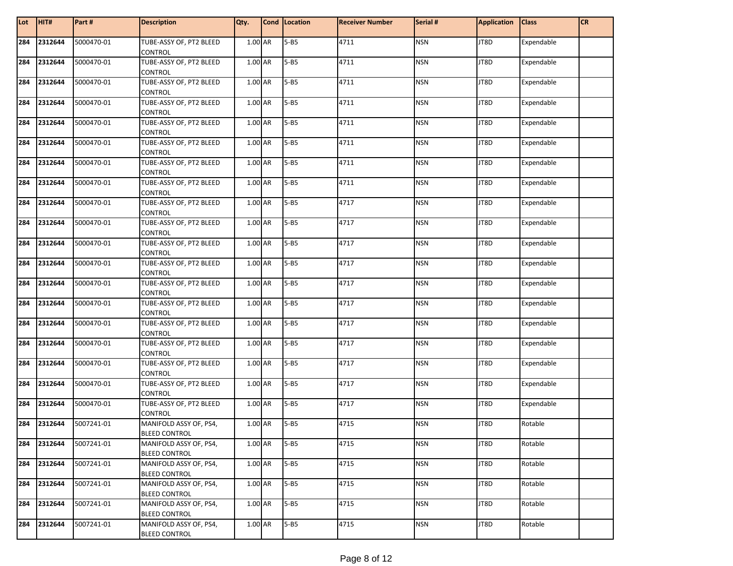| Lot | HIT# | Part # | Description | Qty. | Cond | Location | Receiver Number | Serial # | Application | Class | CR |
|---|---|---|---|---|---|---|---|---|---|---|---|
| 284 | 2312644 | 5000470-01 | TUBE-ASSY OF, PT2 BLEED CONTROL | 1.00 | AR | 5-B5 | 4711 | NSN | JT8D | Expendable | |
| 284 | 2312644 | 5000470-01 | TUBE-ASSY OF, PT2 BLEED CONTROL | 1.00 | AR | 5-B5 | 4711 | NSN | JT8D | Expendable | |
| 284 | 2312644 | 5000470-01 | TUBE-ASSY OF, PT2 BLEED CONTROL | 1.00 | AR | 5-B5 | 4711 | NSN | JT8D | Expendable | |
| 284 | 2312644 | 5000470-01 | TUBE-ASSY OF, PT2 BLEED CONTROL | 1.00 | AR | 5-B5 | 4711 | NSN | JT8D | Expendable | |
| 284 | 2312644 | 5000470-01 | TUBE-ASSY OF, PT2 BLEED CONTROL | 1.00 | AR | 5-B5 | 4711 | NSN | JT8D | Expendable | |
| 284 | 2312644 | 5000470-01 | TUBE-ASSY OF, PT2 BLEED CONTROL | 1.00 | AR | 5-B5 | 4711 | NSN | JT8D | Expendable | |
| 284 | 2312644 | 5000470-01 | TUBE-ASSY OF, PT2 BLEED CONTROL | 1.00 | AR | 5-B5 | 4711 | NSN | JT8D | Expendable | |
| 284 | 2312644 | 5000470-01 | TUBE-ASSY OF, PT2 BLEED CONTROL | 1.00 | AR | 5-B5 | 4711 | NSN | JT8D | Expendable | |
| 284 | 2312644 | 5000470-01 | TUBE-ASSY OF, PT2 BLEED CONTROL | 1.00 | AR | 5-B5 | 4717 | NSN | JT8D | Expendable | |
| 284 | 2312644 | 5000470-01 | TUBE-ASSY OF, PT2 BLEED CONTROL | 1.00 | AR | 5-B5 | 4717 | NSN | JT8D | Expendable | |
| 284 | 2312644 | 5000470-01 | TUBE-ASSY OF, PT2 BLEED CONTROL | 1.00 | AR | 5-B5 | 4717 | NSN | JT8D | Expendable | |
| 284 | 2312644 | 5000470-01 | TUBE-ASSY OF, PT2 BLEED CONTROL | 1.00 | AR | 5-B5 | 4717 | NSN | JT8D | Expendable | |
| 284 | 2312644 | 5000470-01 | TUBE-ASSY OF, PT2 BLEED CONTROL | 1.00 | AR | 5-B5 | 4717 | NSN | JT8D | Expendable | |
| 284 | 2312644 | 5000470-01 | TUBE-ASSY OF, PT2 BLEED CONTROL | 1.00 | AR | 5-B5 | 4717 | NSN | JT8D | Expendable | |
| 284 | 2312644 | 5000470-01 | TUBE-ASSY OF, PT2 BLEED CONTROL | 1.00 | AR | 5-B5 | 4717 | NSN | JT8D | Expendable | |
| 284 | 2312644 | 5000470-01 | TUBE-ASSY OF, PT2 BLEED CONTROL | 1.00 | AR | 5-B5 | 4717 | NSN | JT8D | Expendable | |
| 284 | 2312644 | 5000470-01 | TUBE-ASSY OF, PT2 BLEED CONTROL | 1.00 | AR | 5-B5 | 4717 | NSN | JT8D | Expendable | |
| 284 | 2312644 | 5000470-01 | TUBE-ASSY OF, PT2 BLEED CONTROL | 1.00 | AR | 5-B5 | 4717 | NSN | JT8D | Expendable | |
| 284 | 2312644 | 5000470-01 | TUBE-ASSY OF, PT2 BLEED CONTROL | 1.00 | AR | 5-B5 | 4717 | NSN | JT8D | Expendable | |
| 284 | 2312644 | 5007241-01 | MANIFOLD ASSY OF, PS4, BLEED CONTROL | 1.00 | AR | 5-B5 | 4715 | NSN | JT8D | Rotable | |
| 284 | 2312644 | 5007241-01 | MANIFOLD ASSY OF, PS4, BLEED CONTROL | 1.00 | AR | 5-B5 | 4715 | NSN | JT8D | Rotable | |
| 284 | 2312644 | 5007241-01 | MANIFOLD ASSY OF, PS4, BLEED CONTROL | 1.00 | AR | 5-B5 | 4715 | NSN | JT8D | Rotable | |
| 284 | 2312644 | 5007241-01 | MANIFOLD ASSY OF, PS4, BLEED CONTROL | 1.00 | AR | 5-B5 | 4715 | NSN | JT8D | Rotable | |
| 284 | 2312644 | 5007241-01 | MANIFOLD ASSY OF, PS4, BLEED CONTROL | 1.00 | AR | 5-B5 | 4715 | NSN | JT8D | Rotable | |
| 284 | 2312644 | 5007241-01 | MANIFOLD ASSY OF, PS4, BLEED CONTROL | 1.00 | AR | 5-B5 | 4715 | NSN | JT8D | Rotable | |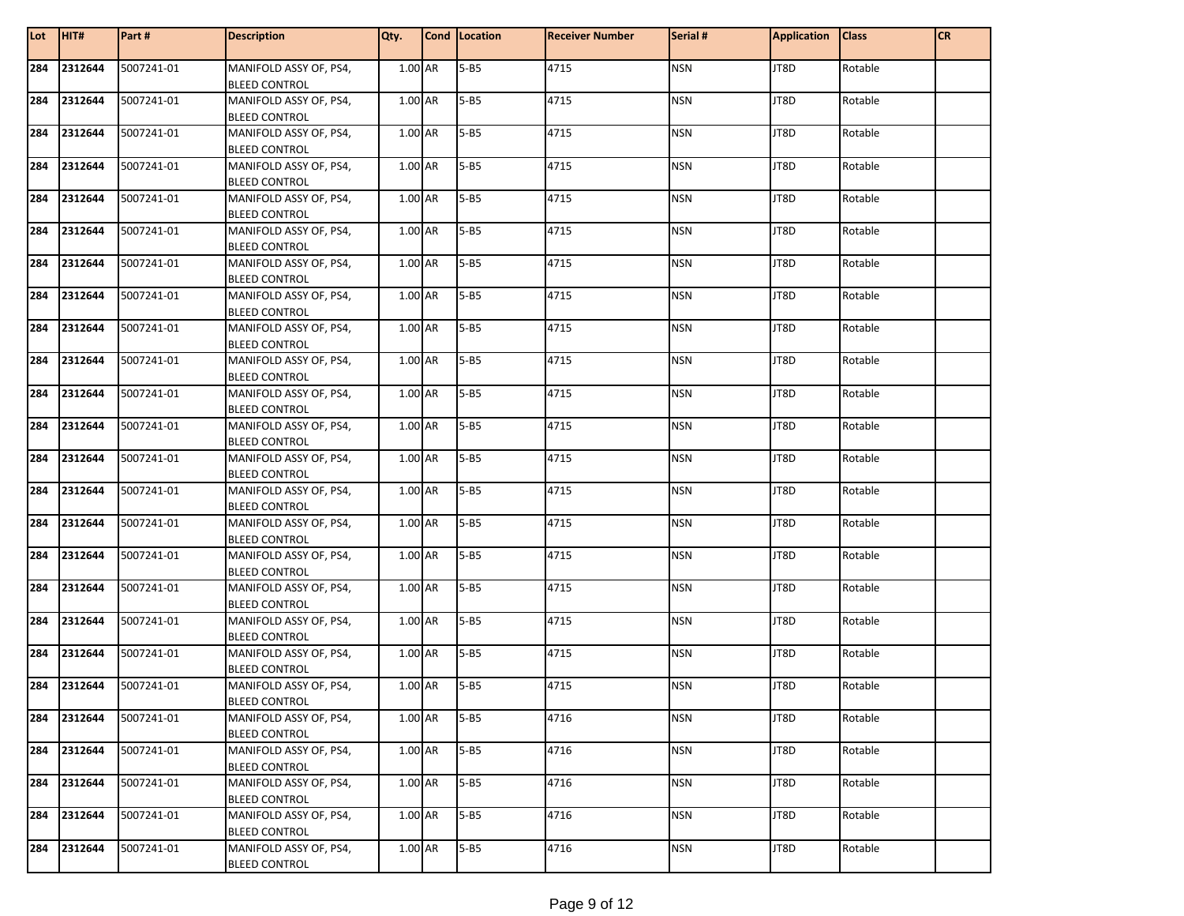| Lot | HIT# | Part # | Description | Qty. | Cond | Location | Receiver Number | Serial # | Application | Class | CR |
|---|---|---|---|---|---|---|---|---|---|---|---|
| 284 | 2312644 | 5007241-01 | MANIFOLD ASSY OF, PS4, BLEED CONTROL | 1.00 | AR | 5-B5 | 4715 | NSN | JT8D | Rotable | |
| 284 | 2312644 | 5007241-01 | MANIFOLD ASSY OF, PS4, BLEED CONTROL | 1.00 | AR | 5-B5 | 4715 | NSN | JT8D | Rotable | |
| 284 | 2312644 | 5007241-01 | MANIFOLD ASSY OF, PS4, BLEED CONTROL | 1.00 | AR | 5-B5 | 4715 | NSN | JT8D | Rotable | |
| 284 | 2312644 | 5007241-01 | MANIFOLD ASSY OF, PS4, BLEED CONTROL | 1.00 | AR | 5-B5 | 4715 | NSN | JT8D | Rotable | |
| 284 | 2312644 | 5007241-01 | MANIFOLD ASSY OF, PS4, BLEED CONTROL | 1.00 | AR | 5-B5 | 4715 | NSN | JT8D | Rotable | |
| 284 | 2312644 | 5007241-01 | MANIFOLD ASSY OF, PS4, BLEED CONTROL | 1.00 | AR | 5-B5 | 4715 | NSN | JT8D | Rotable | |
| 284 | 2312644 | 5007241-01 | MANIFOLD ASSY OF, PS4, BLEED CONTROL | 1.00 | AR | 5-B5 | 4715 | NSN | JT8D | Rotable | |
| 284 | 2312644 | 5007241-01 | MANIFOLD ASSY OF, PS4, BLEED CONTROL | 1.00 | AR | 5-B5 | 4715 | NSN | JT8D | Rotable | |
| 284 | 2312644 | 5007241-01 | MANIFOLD ASSY OF, PS4, BLEED CONTROL | 1.00 | AR | 5-B5 | 4715 | NSN | JT8D | Rotable | |
| 284 | 2312644 | 5007241-01 | MANIFOLD ASSY OF, PS4, BLEED CONTROL | 1.00 | AR | 5-B5 | 4715 | NSN | JT8D | Rotable | |
| 284 | 2312644 | 5007241-01 | MANIFOLD ASSY OF, PS4, BLEED CONTROL | 1.00 | AR | 5-B5 | 4715 | NSN | JT8D | Rotable | |
| 284 | 2312644 | 5007241-01 | MANIFOLD ASSY OF, PS4, BLEED CONTROL | 1.00 | AR | 5-B5 | 4715 | NSN | JT8D | Rotable | |
| 284 | 2312644 | 5007241-01 | MANIFOLD ASSY OF, PS4, BLEED CONTROL | 1.00 | AR | 5-B5 | 4715 | NSN | JT8D | Rotable | |
| 284 | 2312644 | 5007241-01 | MANIFOLD ASSY OF, PS4, BLEED CONTROL | 1.00 | AR | 5-B5 | 4715 | NSN | JT8D | Rotable | |
| 284 | 2312644 | 5007241-01 | MANIFOLD ASSY OF, PS4, BLEED CONTROL | 1.00 | AR | 5-B5 | 4715 | NSN | JT8D | Rotable | |
| 284 | 2312644 | 5007241-01 | MANIFOLD ASSY OF, PS4, BLEED CONTROL | 1.00 | AR | 5-B5 | 4715 | NSN | JT8D | Rotable | |
| 284 | 2312644 | 5007241-01 | MANIFOLD ASSY OF, PS4, BLEED CONTROL | 1.00 | AR | 5-B5 | 4715 | NSN | JT8D | Rotable | |
| 284 | 2312644 | 5007241-01 | MANIFOLD ASSY OF, PS4, BLEED CONTROL | 1.00 | AR | 5-B5 | 4715 | NSN | JT8D | Rotable | |
| 284 | 2312644 | 5007241-01 | MANIFOLD ASSY OF, PS4, BLEED CONTROL | 1.00 | AR | 5-B5 | 4715 | NSN | JT8D | Rotable | |
| 284 | 2312644 | 5007241-01 | MANIFOLD ASSY OF, PS4, BLEED CONTROL | 1.00 | AR | 5-B5 | 4716 | NSN | JT8D | Rotable | |
| 284 | 2312644 | 5007241-01 | MANIFOLD ASSY OF, PS4, BLEED CONTROL | 1.00 | AR | 5-B5 | 4716 | NSN | JT8D | Rotable | |
| 284 | 2312644 | 5007241-01 | MANIFOLD ASSY OF, PS4, BLEED CONTROL | 1.00 | AR | 5-B5 | 4716 | NSN | JT8D | Rotable | |
| 284 | 2312644 | 5007241-01 | MANIFOLD ASSY OF, PS4, BLEED CONTROL | 1.00 | AR | 5-B5 | 4716 | NSN | JT8D | Rotable | |
| 284 | 2312644 | 5007241-01 | MANIFOLD ASSY OF, PS4, BLEED CONTROL | 1.00 | AR | 5-B5 | 4716 | NSN | JT8D | Rotable | |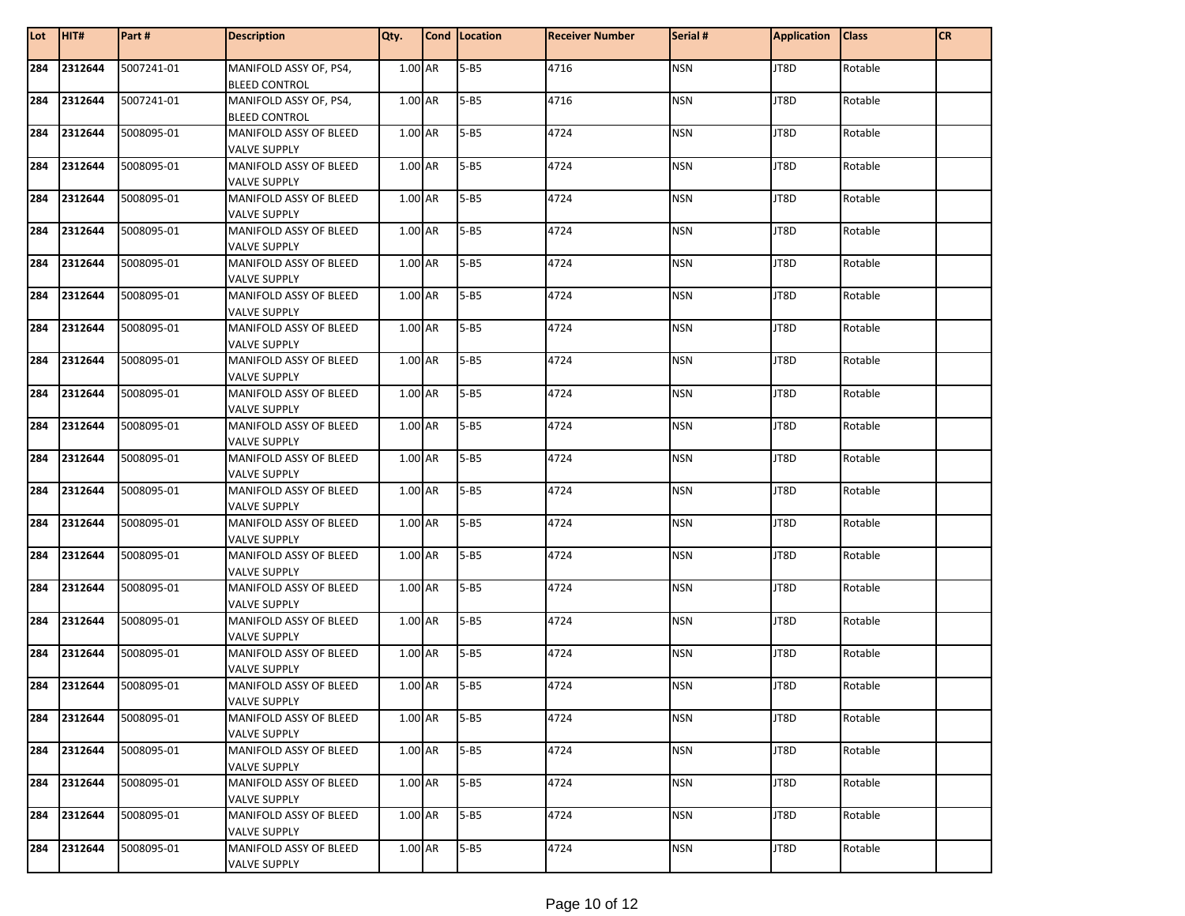| Lot | HIT# | Part # | Description | Qty. | Cond | Location | Receiver Number | Serial # | Application | Class | CR |
|---|---|---|---|---|---|---|---|---|---|---|---|
| 284 | 2312644 | 5007241-01 | MANIFOLD ASSY OF, PS4, BLEED CONTROL | 1.00 | AR | 5-B5 | 4716 | NSN | JT8D | Rotable | |
| 284 | 2312644 | 5007241-01 | MANIFOLD ASSY OF, PS4, BLEED CONTROL | 1.00 | AR | 5-B5 | 4716 | NSN | JT8D | Rotable | |
| 284 | 2312644 | 5008095-01 | MANIFOLD ASSY OF BLEED VALVE SUPPLY | 1.00 | AR | 5-B5 | 4724 | NSN | JT8D | Rotable | |
| 284 | 2312644 | 5008095-01 | MANIFOLD ASSY OF BLEED VALVE SUPPLY | 1.00 | AR | 5-B5 | 4724 | NSN | JT8D | Rotable | |
| 284 | 2312644 | 5008095-01 | MANIFOLD ASSY OF BLEED VALVE SUPPLY | 1.00 | AR | 5-B5 | 4724 | NSN | JT8D | Rotable | |
| 284 | 2312644 | 5008095-01 | MANIFOLD ASSY OF BLEED VALVE SUPPLY | 1.00 | AR | 5-B5 | 4724 | NSN | JT8D | Rotable | |
| 284 | 2312644 | 5008095-01 | MANIFOLD ASSY OF BLEED VALVE SUPPLY | 1.00 | AR | 5-B5 | 4724 | NSN | JT8D | Rotable | |
| 284 | 2312644 | 5008095-01 | MANIFOLD ASSY OF BLEED VALVE SUPPLY | 1.00 | AR | 5-B5 | 4724 | NSN | JT8D | Rotable | |
| 284 | 2312644 | 5008095-01 | MANIFOLD ASSY OF BLEED VALVE SUPPLY | 1.00 | AR | 5-B5 | 4724 | NSN | JT8D | Rotable | |
| 284 | 2312644 | 5008095-01 | MANIFOLD ASSY OF BLEED VALVE SUPPLY | 1.00 | AR | 5-B5 | 4724 | NSN | JT8D | Rotable | |
| 284 | 2312644 | 5008095-01 | MANIFOLD ASSY OF BLEED VALVE SUPPLY | 1.00 | AR | 5-B5 | 4724 | NSN | JT8D | Rotable | |
| 284 | 2312644 | 5008095-01 | MANIFOLD ASSY OF BLEED VALVE SUPPLY | 1.00 | AR | 5-B5 | 4724 | NSN | JT8D | Rotable | |
| 284 | 2312644 | 5008095-01 | MANIFOLD ASSY OF BLEED VALVE SUPPLY | 1.00 | AR | 5-B5 | 4724 | NSN | JT8D | Rotable | |
| 284 | 2312644 | 5008095-01 | MANIFOLD ASSY OF BLEED VALVE SUPPLY | 1.00 | AR | 5-B5 | 4724 | NSN | JT8D | Rotable | |
| 284 | 2312644 | 5008095-01 | MANIFOLD ASSY OF BLEED VALVE SUPPLY | 1.00 | AR | 5-B5 | 4724 | NSN | JT8D | Rotable | |
| 284 | 2312644 | 5008095-01 | MANIFOLD ASSY OF BLEED VALVE SUPPLY | 1.00 | AR | 5-B5 | 4724 | NSN | JT8D | Rotable | |
| 284 | 2312644 | 5008095-01 | MANIFOLD ASSY OF BLEED VALVE SUPPLY | 1.00 | AR | 5-B5 | 4724 | NSN | JT8D | Rotable | |
| 284 | 2312644 | 5008095-01 | MANIFOLD ASSY OF BLEED VALVE SUPPLY | 1.00 | AR | 5-B5 | 4724 | NSN | JT8D | Rotable | |
| 284 | 2312644 | 5008095-01 | MANIFOLD ASSY OF BLEED VALVE SUPPLY | 1.00 | AR | 5-B5 | 4724 | NSN | JT8D | Rotable | |
| 284 | 2312644 | 5008095-01 | MANIFOLD ASSY OF BLEED VALVE SUPPLY | 1.00 | AR | 5-B5 | 4724 | NSN | JT8D | Rotable | |
| 284 | 2312644 | 5008095-01 | MANIFOLD ASSY OF BLEED VALVE SUPPLY | 1.00 | AR | 5-B5 | 4724 | NSN | JT8D | Rotable | |
| 284 | 2312644 | 5008095-01 | MANIFOLD ASSY OF BLEED VALVE SUPPLY | 1.00 | AR | 5-B5 | 4724 | NSN | JT8D | Rotable | |
| 284 | 2312644 | 5008095-01 | MANIFOLD ASSY OF BLEED VALVE SUPPLY | 1.00 | AR | 5-B5 | 4724 | NSN | JT8D | Rotable | |
| 284 | 2312644 | 5008095-01 | MANIFOLD ASSY OF BLEED VALVE SUPPLY | 1.00 | AR | 5-B5 | 4724 | NSN | JT8D | Rotable | |
| 284 | 2312644 | 5008095-01 | MANIFOLD ASSY OF BLEED VALVE SUPPLY | 1.00 | AR | 5-B5 | 4724 | NSN | JT8D | Rotable | |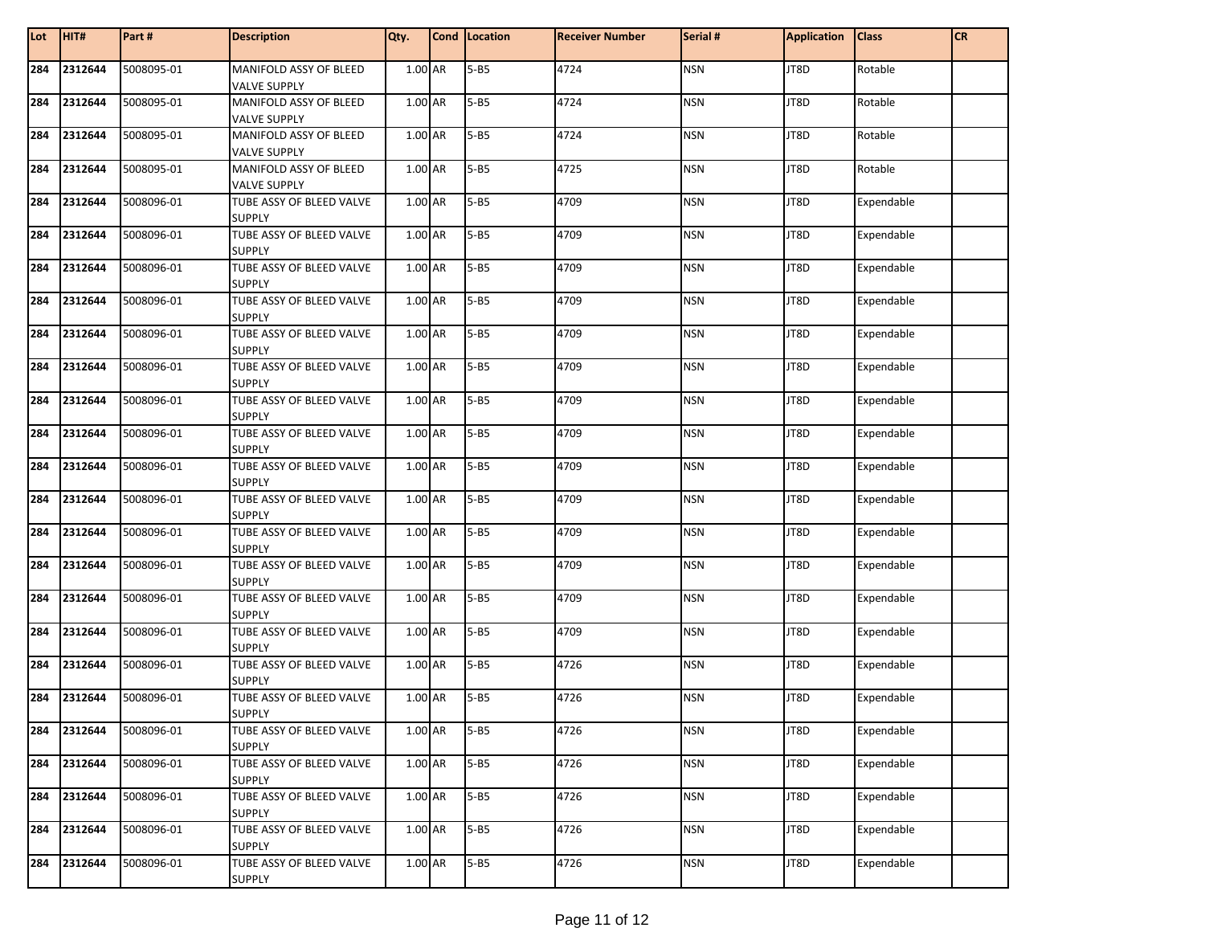| Lot | HIT# | Part # | Description | Qty. | Cond | Location | Receiver Number | Serial # | Application | Class | CR |
|---|---|---|---|---|---|---|---|---|---|---|---|
| 284 | 2312644 | 5008095-01 | MANIFOLD ASSY OF BLEED VALVE SUPPLY | 1.00 | AR | 5-B5 | 4724 | NSN | JT8D | Rotable | |
| 284 | 2312644 | 5008095-01 | MANIFOLD ASSY OF BLEED VALVE SUPPLY | 1.00 | AR | 5-B5 | 4724 | NSN | JT8D | Rotable | |
| 284 | 2312644 | 5008095-01 | MANIFOLD ASSY OF BLEED VALVE SUPPLY | 1.00 | AR | 5-B5 | 4724 | NSN | JT8D | Rotable | |
| 284 | 2312644 | 5008095-01 | MANIFOLD ASSY OF BLEED VALVE SUPPLY | 1.00 | AR | 5-B5 | 4725 | NSN | JT8D | Rotable | |
| 284 | 2312644 | 5008096-01 | TUBE ASSY OF BLEED VALVE SUPPLY | 1.00 | AR | 5-B5 | 4709 | NSN | JT8D | Expendable | |
| 284 | 2312644 | 5008096-01 | TUBE ASSY OF BLEED VALVE SUPPLY | 1.00 | AR | 5-B5 | 4709 | NSN | JT8D | Expendable | |
| 284 | 2312644 | 5008096-01 | TUBE ASSY OF BLEED VALVE SUPPLY | 1.00 | AR | 5-B5 | 4709 | NSN | JT8D | Expendable | |
| 284 | 2312644 | 5008096-01 | TUBE ASSY OF BLEED VALVE SUPPLY | 1.00 | AR | 5-B5 | 4709 | NSN | JT8D | Expendable | |
| 284 | 2312644 | 5008096-01 | TUBE ASSY OF BLEED VALVE SUPPLY | 1.00 | AR | 5-B5 | 4709 | NSN | JT8D | Expendable | |
| 284 | 2312644 | 5008096-01 | TUBE ASSY OF BLEED VALVE SUPPLY | 1.00 | AR | 5-B5 | 4709 | NSN | JT8D | Expendable | |
| 284 | 2312644 | 5008096-01 | TUBE ASSY OF BLEED VALVE SUPPLY | 1.00 | AR | 5-B5 | 4709 | NSN | JT8D | Expendable | |
| 284 | 2312644 | 5008096-01 | TUBE ASSY OF BLEED VALVE SUPPLY | 1.00 | AR | 5-B5 | 4709 | NSN | JT8D | Expendable | |
| 284 | 2312644 | 5008096-01 | TUBE ASSY OF BLEED VALVE SUPPLY | 1.00 | AR | 5-B5 | 4709 | NSN | JT8D | Expendable | |
| 284 | 2312644 | 5008096-01 | TUBE ASSY OF BLEED VALVE SUPPLY | 1.00 | AR | 5-B5 | 4709 | NSN | JT8D | Expendable | |
| 284 | 2312644 | 5008096-01 | TUBE ASSY OF BLEED VALVE SUPPLY | 1.00 | AR | 5-B5 | 4709 | NSN | JT8D | Expendable | |
| 284 | 2312644 | 5008096-01 | TUBE ASSY OF BLEED VALVE SUPPLY | 1.00 | AR | 5-B5 | 4709 | NSN | JT8D | Expendable | |
| 284 | 2312644 | 5008096-01 | TUBE ASSY OF BLEED VALVE SUPPLY | 1.00 | AR | 5-B5 | 4709 | NSN | JT8D | Expendable | |
| 284 | 2312644 | 5008096-01 | TUBE ASSY OF BLEED VALVE SUPPLY | 1.00 | AR | 5-B5 | 4709 | NSN | JT8D | Expendable | |
| 284 | 2312644 | 5008096-01 | TUBE ASSY OF BLEED VALVE SUPPLY | 1.00 | AR | 5-B5 | 4726 | NSN | JT8D | Expendable | |
| 284 | 2312644 | 5008096-01 | TUBE ASSY OF BLEED VALVE SUPPLY | 1.00 | AR | 5-B5 | 4726 | NSN | JT8D | Expendable | |
| 284 | 2312644 | 5008096-01 | TUBE ASSY OF BLEED VALVE SUPPLY | 1.00 | AR | 5-B5 | 4726 | NSN | JT8D | Expendable | |
| 284 | 2312644 | 5008096-01 | TUBE ASSY OF BLEED VALVE SUPPLY | 1.00 | AR | 5-B5 | 4726 | NSN | JT8D | Expendable | |
| 284 | 2312644 | 5008096-01 | TUBE ASSY OF BLEED VALVE SUPPLY | 1.00 | AR | 5-B5 | 4726 | NSN | JT8D | Expendable | |
| 284 | 2312644 | 5008096-01 | TUBE ASSY OF BLEED VALVE SUPPLY | 1.00 | AR | 5-B5 | 4726 | NSN | JT8D | Expendable | |
| 284 | 2312644 | 5008096-01 | TUBE ASSY OF BLEED VALVE SUPPLY | 1.00 | AR | 5-B5 | 4726 | NSN | JT8D | Expendable | |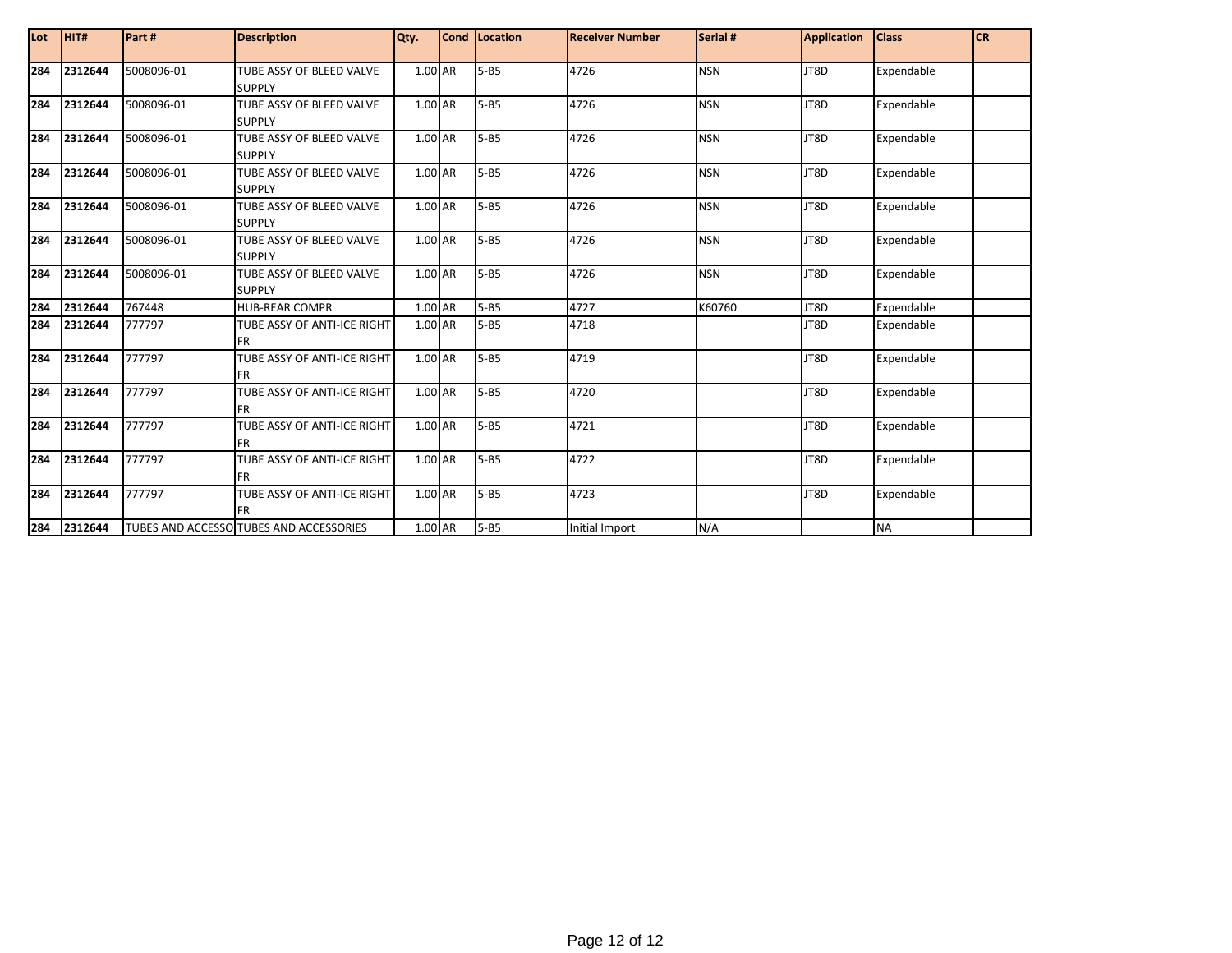| Lot | HIT# | Part # | Description | Qty. | Cond | Location | Receiver Number | Serial # | Application | Class | CR |
|---|---|---|---|---|---|---|---|---|---|---|---|
| 284 | 2312644 | 5008096-01 | TUBE ASSY OF BLEED VALVE SUPPLY | 1.00 | AR | 5-B5 | 4726 | NSN | JT8D | Expendable | |
| 284 | 2312644 | 5008096-01 | TUBE ASSY OF BLEED VALVE SUPPLY | 1.00 | AR | 5-B5 | 4726 | NSN | JT8D | Expendable | |
| 284 | 2312644 | 5008096-01 | TUBE ASSY OF BLEED VALVE SUPPLY | 1.00 | AR | 5-B5 | 4726 | NSN | JT8D | Expendable | |
| 284 | 2312644 | 5008096-01 | TUBE ASSY OF BLEED VALVE SUPPLY | 1.00 | AR | 5-B5 | 4726 | NSN | JT8D | Expendable | |
| 284 | 2312644 | 5008096-01 | TUBE ASSY OF BLEED VALVE SUPPLY | 1.00 | AR | 5-B5 | 4726 | NSN | JT8D | Expendable | |
| 284 | 2312644 | 5008096-01 | TUBE ASSY OF BLEED VALVE SUPPLY | 1.00 | AR | 5-B5 | 4726 | NSN | JT8D | Expendable | |
| 284 | 2312644 | 5008096-01 | TUBE ASSY OF BLEED VALVE SUPPLY | 1.00 | AR | 5-B5 | 4726 | NSN | JT8D | Expendable | |
| 284 | 2312644 | 767448 | HUB-REAR COMPR | 1.00 | AR | 5-B5 | 4727 | K60760 | JT8D | Expendable | |
| 284 | 2312644 | 777797 | TUBE ASSY OF ANTI-ICE RIGHT FR | 1.00 | AR | 5-B5 | 4718 | | JT8D | Expendable | |
| 284 | 2312644 | 777797 | TUBE ASSY OF ANTI-ICE RIGHT FR | 1.00 | AR | 5-B5 | 4719 | | JT8D | Expendable | |
| 284 | 2312644 | 777797 | TUBE ASSY OF ANTI-ICE RIGHT FR | 1.00 | AR | 5-B5 | 4720 | | JT8D | Expendable | |
| 284 | 2312644 | 777797 | TUBE ASSY OF ANTI-ICE RIGHT FR | 1.00 | AR | 5-B5 | 4721 | | JT8D | Expendable | |
| 284 | 2312644 | 777797 | TUBE ASSY OF ANTI-ICE RIGHT FR | 1.00 | AR | 5-B5 | 4722 | | JT8D | Expendable | |
| 284 | 2312644 | 777797 | TUBE ASSY OF ANTI-ICE RIGHT FR | 1.00 | AR | 5-B5 | 4723 | | JT8D | Expendable | |
| 284 | 2312644 | TUBES AND ACCESSO | TUBES AND ACCESSORIES | 1.00 | AR | 5-B5 | Initial Import | N/A | | NA | |